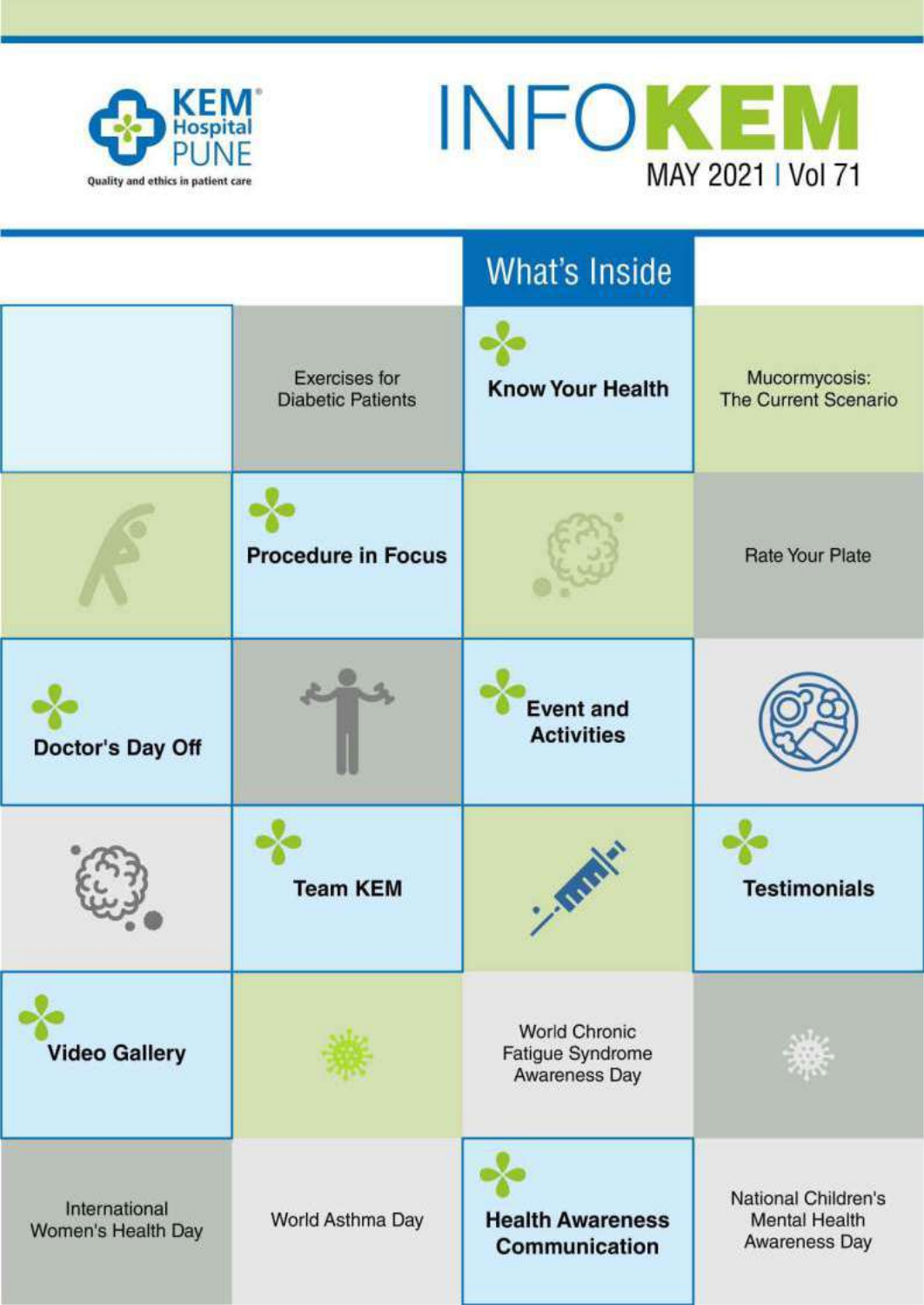KEM Hospital PUNE

Quality and ethics in patient care

# INFOKEM

MAY 2021 | Vol 71

## What's Inside

- Exercises for Diabetic Patients
- **Know Your Health**
- Mucormycosis: The Current Scenario
- **Procedure in Focus**
- Rate Your Plate
- **Doctor's Day Off**
- **Event and Activities**
- **Team KEM**
- **Testimonials**
- **Video Gallery**
- World Chronic Fatigue Syndrome Awareness Day
- International Women's Health Day
- World Asthma Day
- **Health Awareness Communication**
- National Children's Mental Health Awareness Day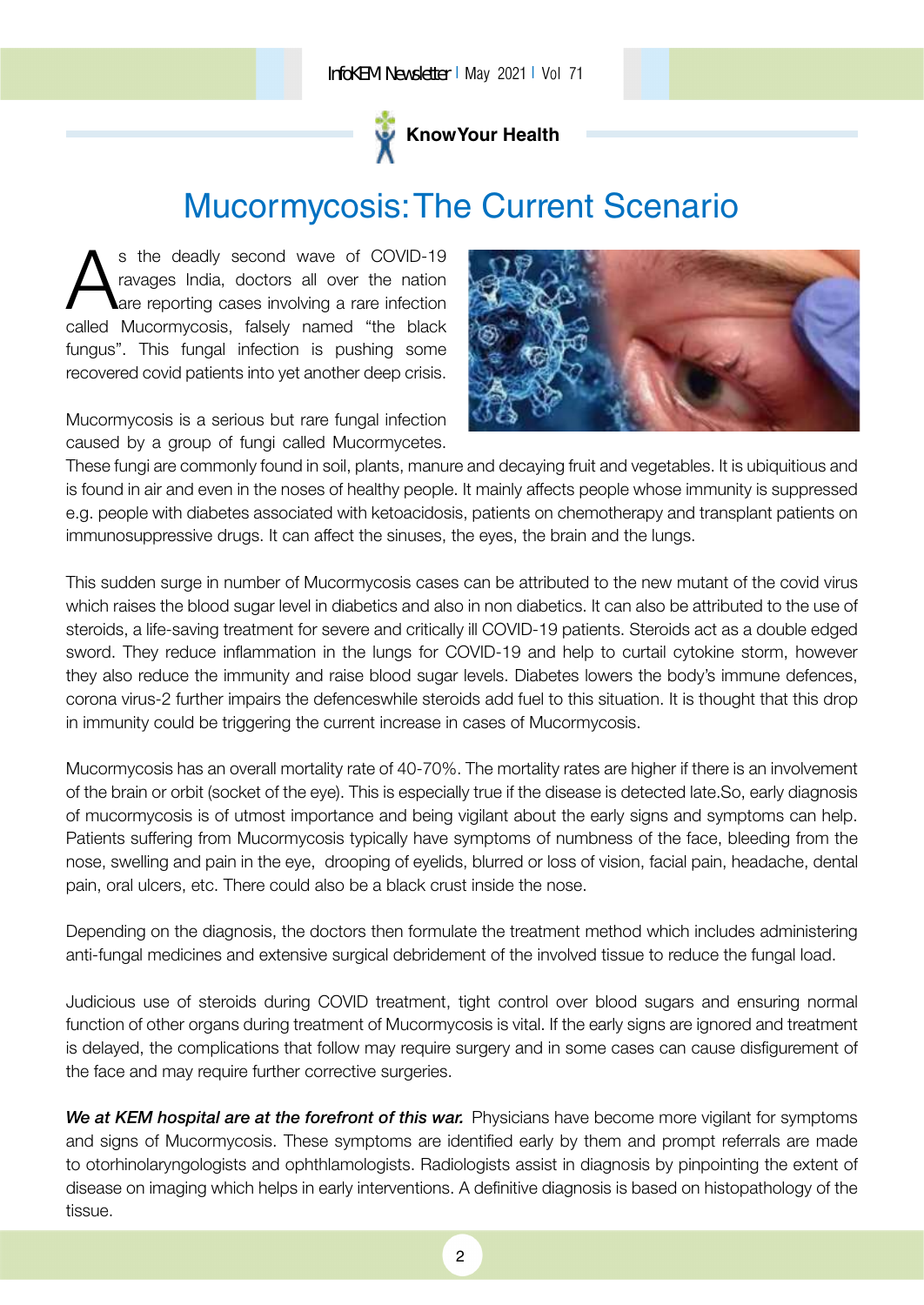Know Your Health

# Mucormycosis: The Current Scenario

As the deadly second wave of COVID-19 ravages India, doctors all over the nation are reporting cases involving a rare infection called Mucormycosis, falsely named "the black fungus". This fungal infection is pushing some recovered covid patients into yet another deep crisis.

Mucormycosis is a serious but rare fungal infection caused by a group of fungi called Mucormycetes. These fungi are commonly found in soil, plants, manure and decaying fruit and vegetables. It is ubiquitious and is found in air and even in the noses of healthy people. It mainly affects people whose immunity is suppressed e.g. people with diabetes associated with ketoacidosis, patients on chemotherapy and transplant patients on immunosuppressive drugs. It can affect the sinuses, the eyes, the brain and the lungs.

This sudden surge in number of Mucormycosis cases can be attributed to the new mutant of the covid virus which raises the blood sugar level in diabetics and also in non diabetics. It can also be attributed to the use of steroids, a life-saving treatment for severe and critically ill COVID-19 patients. Steroids act as a double edged sword. They reduce inflammation in the lungs for COVID-19 and help to curtail cytokine storm, however they also reduce the immunity and raise blood sugar levels. Diabetes lowers the body's immune defences, corona virus-2 further impairs the defenceswhile steroids add fuel to this situation. It is thought that this drop in immunity could be triggering the current increase in cases of Mucormycosis.

Mucormycosis has an overall mortality rate of 40-70%. The mortality rates are higher if there is an involvement of the brain or orbit (socket of the eye). This is especially true if the disease is detected late.So, early diagnosis of mucormycosis is of utmost importance and being vigilant about the early signs and symptoms can help. Patients suffering from Mucormycosis typically have symptoms of numbness of the face, bleeding from the nose, swelling and pain in the eye, drooping of eyelids, blurred or loss of vision, facial pain, headache, dental pain, oral ulcers, etc. There could also be a black crust inside the nose.

Depending on the diagnosis, the doctors then formulate the treatment method which includes administering anti-fungal medicines and extensive surgical debridement of the involved tissue to reduce the fungal load.

Judicious use of steroids during COVID treatment, tight control over blood sugars and ensuring normal function of other organs during treatment of Mucormycosis is vital. If the early signs are ignored and treatment is delayed, the complications that follow may require surgery and in some cases can cause disfigurement of the face and may require further corrective surgeries.

***We at KEM hospital are at the forefront of this war.*** Physicians have become more vigilant for symptoms and signs of Mucormycosis. These symptoms are identified early by them and prompt referrals are made to otorhinolaryngologists and ophthlamologists. Radiologists assist in diagnosis by pinpointing the extent of disease on imaging which helps in early interventions. A definitive diagnosis is based on histopathology of the tissue.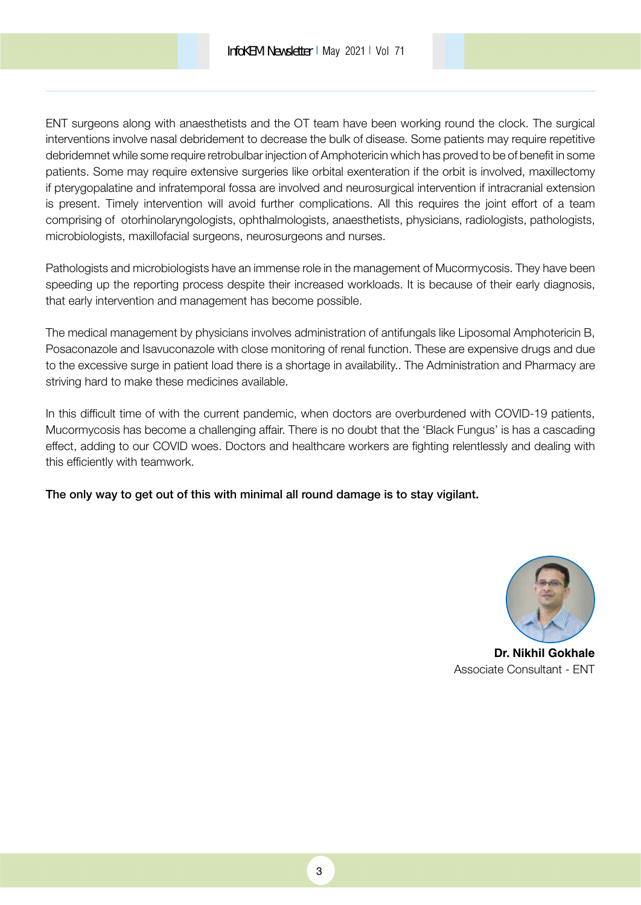ENT surgeons along with anaesthetists and the OT team have been working round the clock. The surgical interventions involve nasal debridement to decrease the bulk of disease. Some patients may require repetitive debridemnet while some require retrobulbar injection of Amphotericin which has proved to be of benefit in some patients. Some may require extensive surgeries like orbital exenteration if the orbit is involved, maxillectomy if pterygopalatine and infratemporal fossa are involved and neurosurgical intervention if intracranial extension is present. Timely intervention will avoid further complications. All this requires the joint effort of a team comprising of otorhinolaryngologists, ophthalmologists, anaesthetists, physicians, radiologists, pathologists, microbiologists, maxillofacial surgeons, neurosurgeons and nurses.

Pathologists and microbiologists have an immense role in the management of Mucormycosis. They have been speeding up the reporting process despite their increased workloads. It is because of their early diagnosis, that early intervention and management has become possible.

The medical management by physicians involves administration of antifungals like Liposomal Amphotericin B, Posaconazole and Isavuconazole with close monitoring of renal function. These are expensive drugs and due to the excessive surge in patient load there is a shortage in availability.. The Administration and Pharmacy are striving hard to make these medicines available.

In this difficult time of with the current pandemic, when doctors are overburdened with COVID-19 patients, Mucormycosis has become a challenging affair. There is no doubt that the 'Black Fungus' is has a cascading effect, adding to our COVID woes. Doctors and healthcare workers are fighting relentlessly and dealing with this efficiently with teamwork.

**The only way to get out of this with minimal all round damage is to stay vigilant.**

**Dr. Nikhil Gokhale**
Associate Consultant - ENT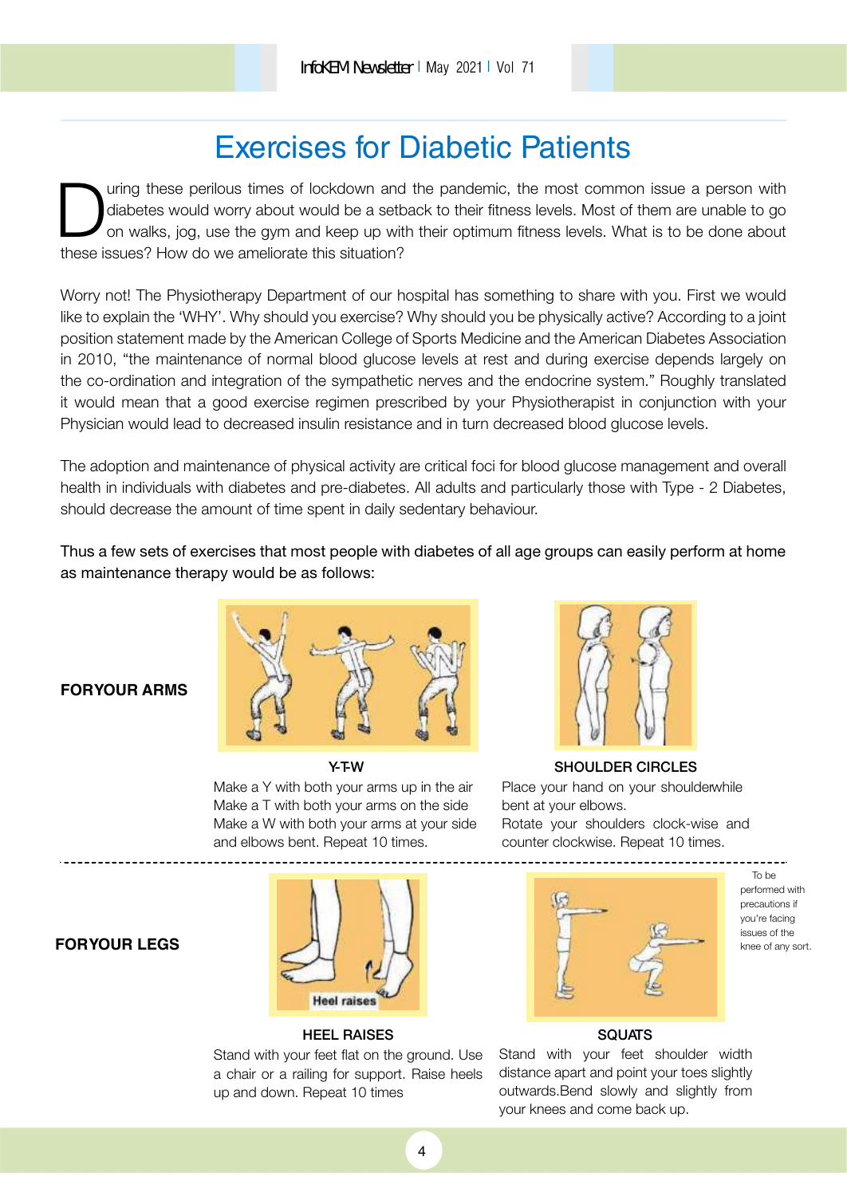# Exercises for Diabetic Patients

During these perilous times of lockdown and the pandemic, the most common issue a person with diabetes would worry about would be a setback to their fitness levels. Most of them are unable to go on walks, jog, use the gym and keep up with their optimum fitness levels. What is to be done about these issues? How do we ameliorate this situation?

Worry not! The Physiotherapy Department of our hospital has something to share with you. First we would like to explain the 'WHY'. Why should you exercise? Why should you be physically active? According to a joint position statement made by the American College of Sports Medicine and the American Diabetes Association in 2010, "the maintenance of normal blood glucose levels at rest and during exercise depends largely on the co-ordination and integration of the sympathetic nerves and the endocrine system." Roughly translated it would mean that a good exercise regimen prescribed by your Physiotherapist in conjunction with your Physician would lead to decreased insulin resistance and in turn decreased blood glucose levels.

The adoption and maintenance of physical activity are critical foci for blood glucose management and overall health in individuals with diabetes and pre-diabetes. All adults and particularly those with Type - 2 Diabetes, should decrease the amount of time spent in daily sedentary behaviour.

Thus a few sets of exercises that most people with diabetes of all age groups can easily perform at home as maintenance therapy would be as follows:

## FORYOUR ARMS

**Y-T-W**

Make a Y with both your arms up in the air
Make a T with both your arms on the side
Make a W with both your arms at your side and elbows bent. Repeat 10 times.

**SHOULDER CIRCLES**

Place your hand on your shoulderwhile bent at your elbows.
Rotate your shoulders clock-wise and counter clockwise. Repeat 10 times.

## FORYOUR LEGS

Heel raises

**HEEL RAISES**

Stand with your feet flat on the ground. Use a chair or a railing for support. Raise heels up and down. Repeat 10 times

**SQUATS**

Stand with your feet shoulder width distance apart and point your toes slightly outwards.Bend slowly and slightly from your knees and come back up.

To be performed with precautions if you're facing issues of the knee of any sort.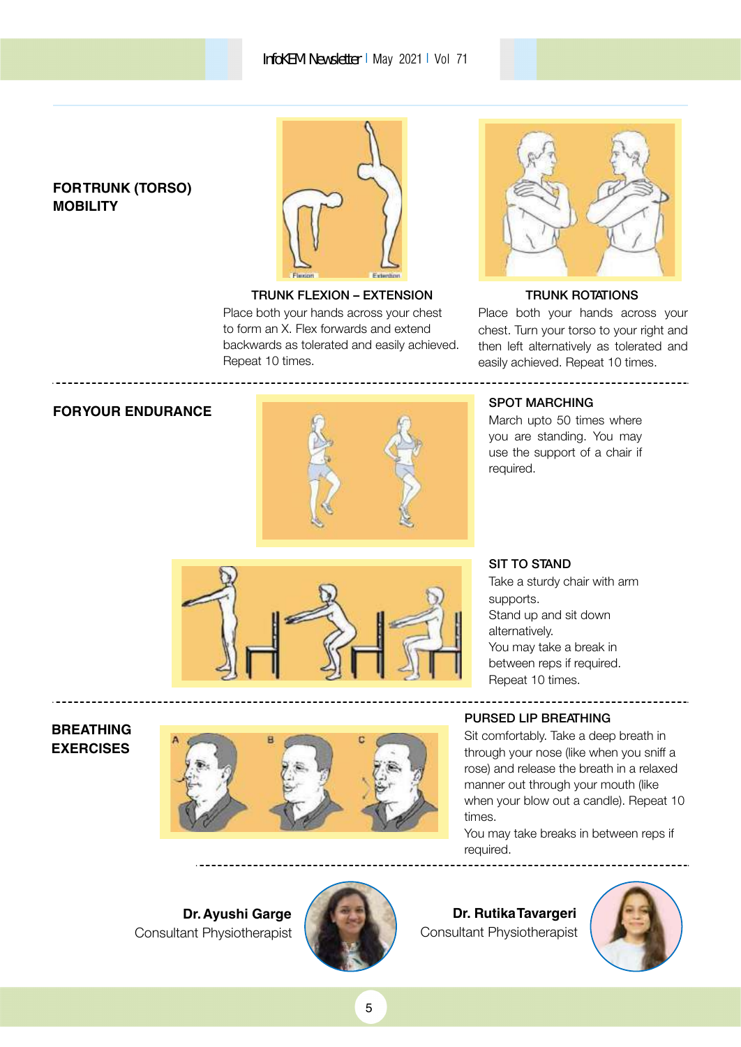## FOR TRUNK (TORSO) MOBILITY

### TRUNK FLEXION – EXTENSION

Place both your hands across your chest to form an X. Flex forwards and extend backwards as tolerated and easily achieved. Repeat 10 times.

### TRUNK ROTATIONS

Place both your hands across your chest. Turn your torso to your right and then left alternatively as tolerated and easily achieved. Repeat 10 times.

---

## FOR YOUR ENDURANCE

### SPOT MARCHING

March upto 50 times where you are standing. You may use the support of a chair if required.

### SIT TO STAND

Take a sturdy chair with arm supports.
Stand up and sit down alternatively.
You may take a break in between reps if required.
Repeat 10 times.

---

## BREATHING EXERCISES

### PURSED LIP BREATHING

Sit comfortably. Take a deep breath in through your nose (like when you sniff a rose) and release the breath in a relaxed manner out through your mouth (like when your blow out a candle). Repeat 10 times.
You may take breaks in between reps if required.

---

**Dr. Ayushi Garge**
Consultant Physiotherapist

**Dr. Rutika Tavargeri**
Consultant Physiotherapist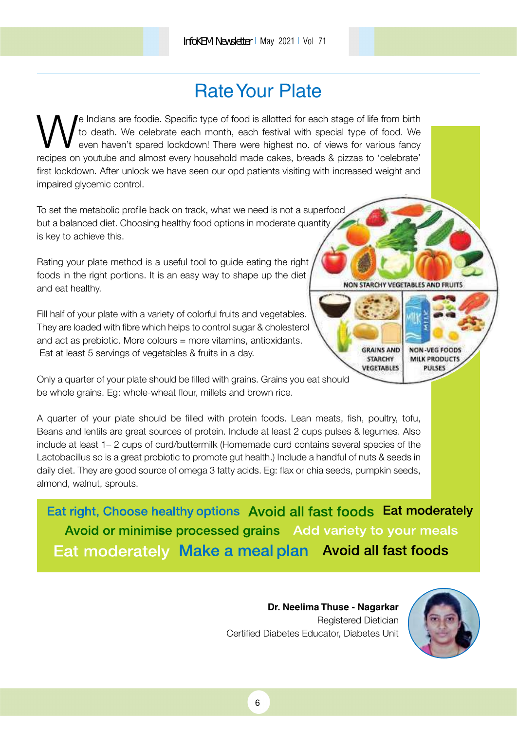# Rate Your Plate

We Indians are foodie. Specific type of food is allotted for each stage of life from birth to death. We celebrate each month, each festival with special type of food. We even haven't spared lockdown! There were highest no. of views for various fancy recipes on youtube and almost every household made cakes, breads & pizzas to 'celebrate' first lockdown. After unlock we have seen our opd patients visiting with increased weight and impaired glycemic control.

To set the metabolic profile back on track, what we need is not a superfood but a balanced diet. Choosing healthy food options in moderate quantity is key to achieve this.

Rating your plate method is a useful tool to guide eating the right foods in the right portions. It is an easy way to shape up the diet and eat healthy.

Fill half of your plate with a variety of colorful fruits and vegetables. They are loaded with fibre which helps to control sugar & cholesterol and act as prebiotic. More colours = more vitamins, antioxidants. Eat at least 5 servings of vegetables & fruits in a day.

NON STARCHY VEGETABLES AND FRUITS

GRAINS AND STARCHY VEGETABLES

NON-VEG FOODS MILK PRODUCTS PULSES

Only a quarter of your plate should be filled with grains. Grains you eat should be whole grains. Eg: whole-wheat flour, millets and brown rice.

A quarter of your plate should be filled with protein foods. Lean meats, fish, poultry, tofu, Beans and lentils are great sources of protein. Include at least 2 cups pulses & legumes. Also include at least 1– 2 cups of curd/buttermilk (Homemade curd contains several species of the Lactobacillus so is a great probiotic to promote gut health.) Include a handful of nuts & seeds in daily diet. They are good source of omega 3 fatty acids. Eg: flax or chia seeds, pumpkin seeds, almond, walnut, sprouts.

**Eat right, Choose healthy options** **Avoid all fast foods** **Eat moderately**
**Avoid or minimise processed grains** **Add variety to your meals**
**Eat moderately** **Make a meal plan** **Avoid all fast foods**

**Dr. Neelima Thuse - Nagarkar**
Registered Dietician
Certified Diabetes Educator, Diabetes Unit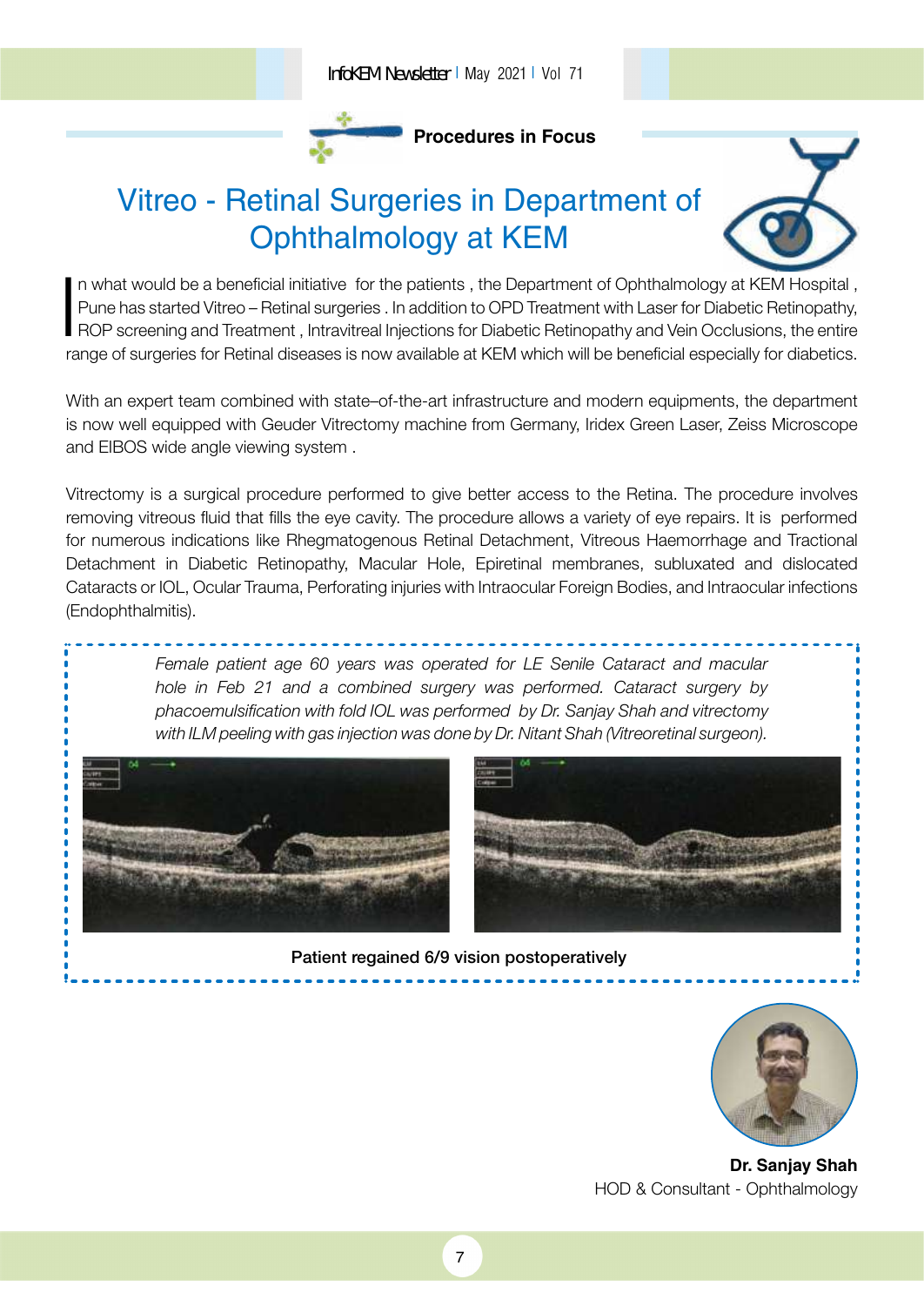Procedures in Focus

# Vitreo - Retinal Surgeries in Department of Ophthalmology at KEM

In what would be a beneficial initiative for the patients , the Department of Ophthalmology at KEM Hospital , Pune has started Vitreo – Retinal surgeries . In addition to OPD Treatment with Laser for Diabetic Retinopathy, ROP screening and Treatment , Intravitreal Injections for Diabetic Retinopathy and Vein Occlusions, the entire range of surgeries for Retinal diseases is now available at KEM which will be beneficial especially for diabetics.

With an expert team combined with state–of-the-art infrastructure and modern equipments, the department is now well equipped with Geuder Vitrectomy machine from Germany, Iridex Green Laser, Zeiss Microscope and EIBOS wide angle viewing system .

Vitrectomy is a surgical procedure performed to give better access to the Retina. The procedure involves removing vitreous fluid that fills the eye cavity. The procedure allows a variety of eye repairs. It is performed for numerous indications like Rhegmatogenous Retinal Detachment, Vitreous Haemorrhage and Tractional Detachment in Diabetic Retinopathy, Macular Hole, Epiretinal membranes, subluxated and dislocated Cataracts or IOL, Ocular Trauma, Perforating injuries with Intraocular Foreign Bodies, and Intraocular infections (Endophthalmitis).

*Female patient age 60 years was operated for LE Senile Cataract and macular hole in Feb 21 and a combined surgery was performed. Cataract surgery by phacoemulsification with fold IOL was performed by Dr. Sanjay Shah and vitrectomy with ILM peeling with gas injection was done by Dr. Nitant Shah (Vitreoretinal surgeon).*

**Patient regained 6/9 vision postoperatively**

**Dr. Sanjay Shah**
HOD & Consultant - Ophthalmology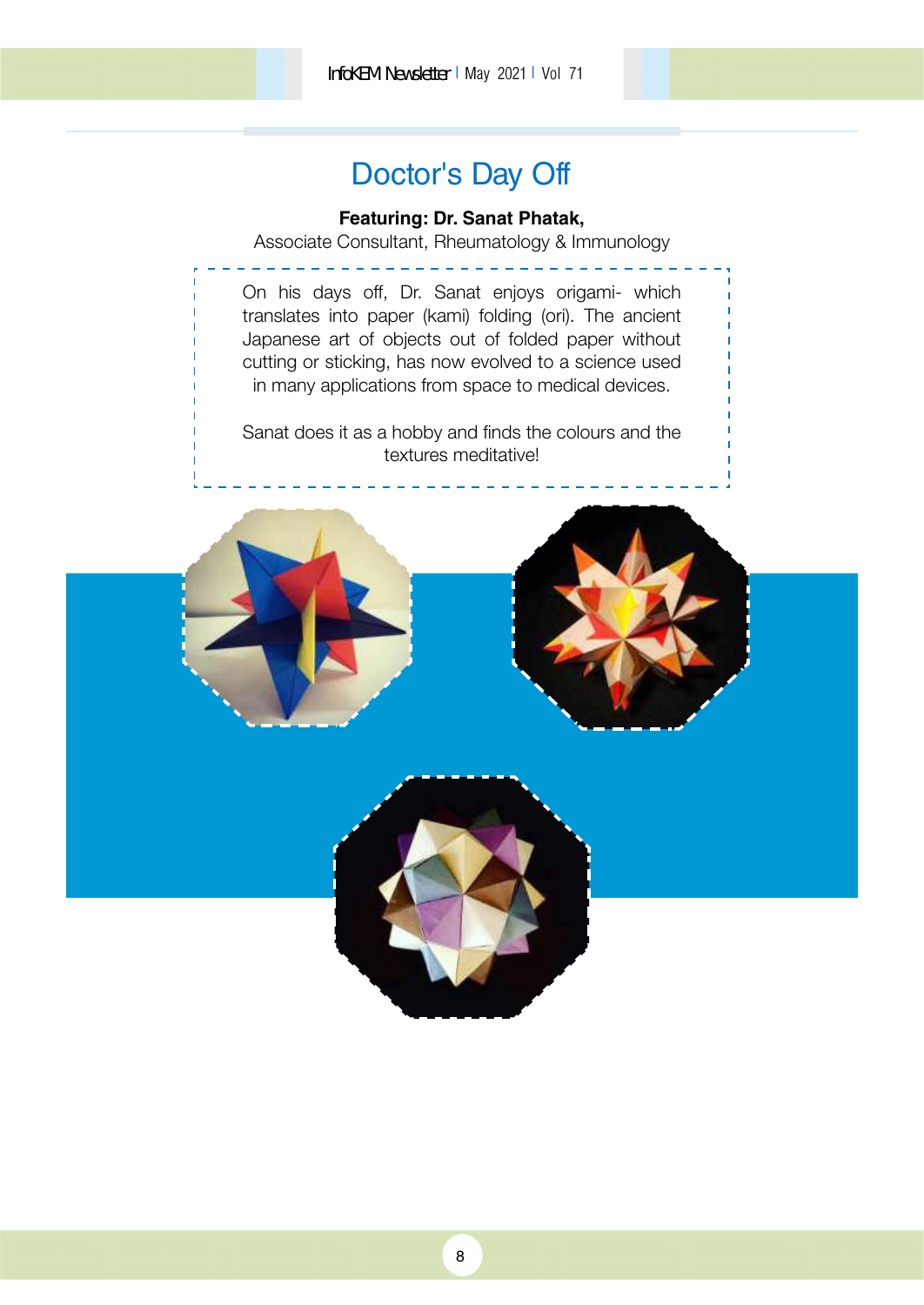# Doctor's Day Off

**Featuring: Dr. Sanat Phatak,**
Associate Consultant, Rheumatology & Immunology

On his days off, Dr. Sanat enjoys origami- which translates into paper (kami) folding (ori). The ancient Japanese art of objects out of folded paper without cutting or sticking, has now evolved to a science used in many applications from space to medical devices.

Sanat does it as a hobby and finds the colours and the textures meditative!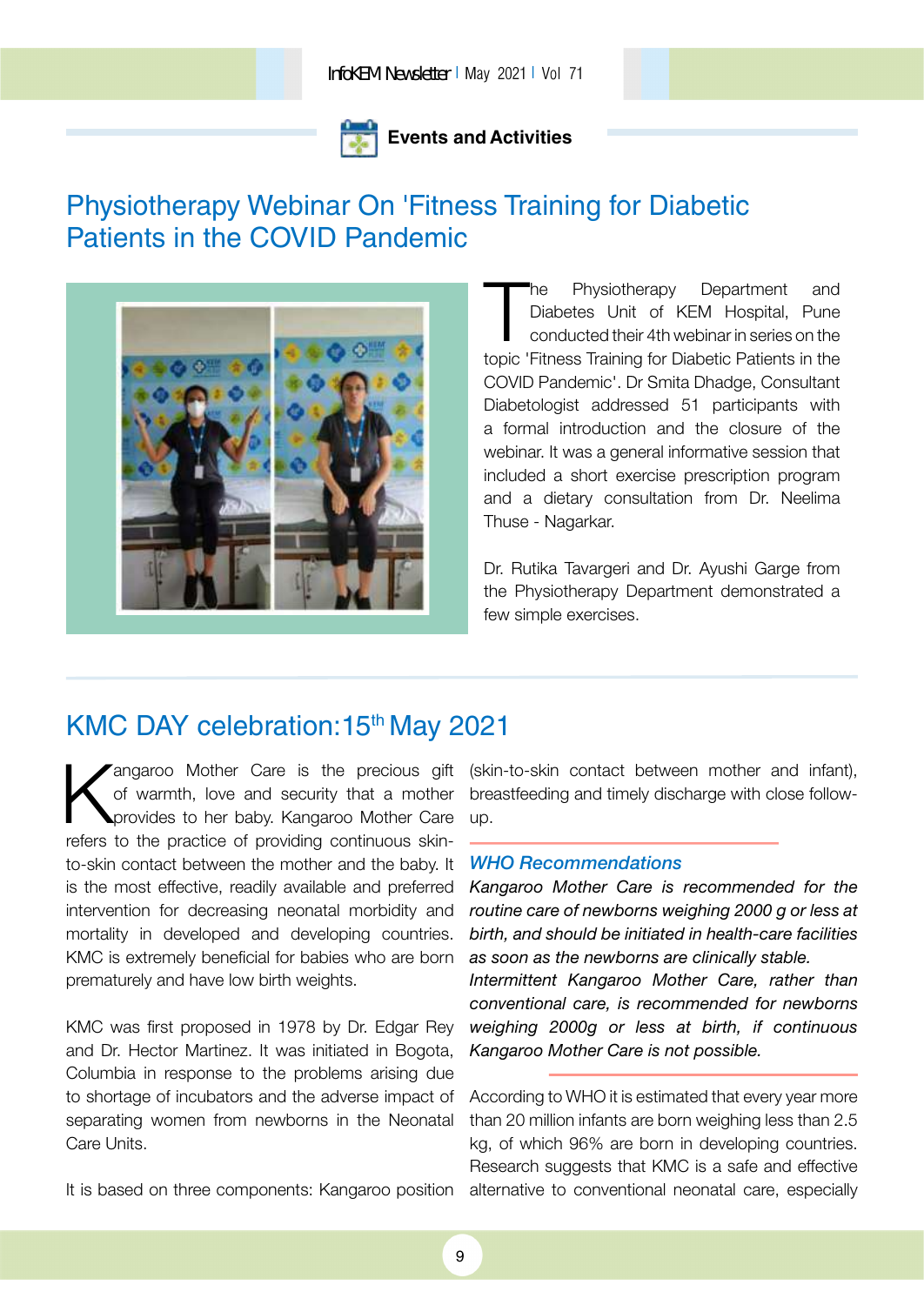Events and Activities

## Physiotherapy Webinar On 'Fitness Training for Diabetic Patients in the COVID Pandemic

The Physiotherapy Department and Diabetes Unit of KEM Hospital, Pune conducted their 4th webinar in series on the topic 'Fitness Training for Diabetic Patients in the COVID Pandemic'. Dr Smita Dhadge, Consultant Diabetologist addressed 51 participants with a formal introduction and the closure of the webinar. It was a general informative session that included a short exercise prescription program and a dietary consultation from Dr. Neelima Thuse - Nagarkar.

Dr. Rutika Tavargeri and Dr. Ayushi Garge from the Physiotherapy Department demonstrated a few simple exercises.

## KMC DAY celebration:15th May 2021

Kangaroo Mother Care is the precious gift of warmth, love and security that a mother provides to her baby. Kangaroo Mother Care refers to the practice of providing continuous skin-to-skin contact between the mother and the baby. It is the most effective, readily available and preferred intervention for decreasing neonatal morbidity and mortality in developed and developing countries. KMC is extremely beneficial for babies who are born prematurely and have low birth weights.

KMC was first proposed in 1978 by Dr. Edgar Rey and Dr. Hector Martinez. It was initiated in Bogota, Columbia in response to the problems arising due to shortage of incubators and the adverse impact of separating women from newborns in the Neonatal Care Units.

It is based on three components: Kangaroo position (skin-to-skin contact between mother and infant), breastfeeding and timely discharge with close follow-up.

### *WHO Recommendations*

*Kangaroo Mother Care is recommended for the routine care of newborns weighing 2000 g or less at birth, and should be initiated in health-care facilities as soon as the newborns are clinically stable.*

*Intermittent Kangaroo Mother Care, rather than conventional care, is recommended for newborns weighing 2000g or less at birth, if continuous Kangaroo Mother Care is not possible.*

According to WHO it is estimated that every year more than 20 million infants are born weighing less than 2.5 kg, of which 96% are born in developing countries. Research suggests that KMC is a safe and effective alternative to conventional neonatal care, especially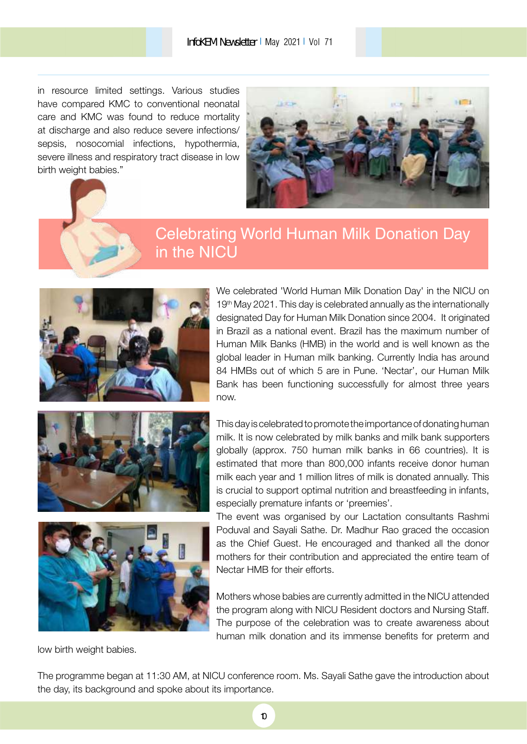in resource limited settings. Various studies have compared KMC to conventional neonatal care and KMC was found to reduce mortality at discharge and also reduce severe infections/ sepsis, nosocomial infections, hypothermia, severe illness and respiratory tract disease in low birth weight babies."

## Celebrating World Human Milk Donation Day in the NICU

We celebrated 'World Human Milk Donation Day' in the NICU on 19th May 2021. This day is celebrated annually as the internationally designated Day for Human Milk Donation since 2004. It originated in Brazil as a national event. Brazil has the maximum number of Human Milk Banks (HMB) in the world and is well known as the global leader in Human milk banking. Currently India has around 84 HMBs out of which 5 are in Pune. 'Nectar', our Human Milk Bank has been functioning successfully for almost three years now.

This day is celebrated to promote the importance of donating human milk. It is now celebrated by milk banks and milk bank supporters globally (approx. 750 human milk banks in 66 countries). It is estimated that more than 800,000 infants receive donor human milk each year and 1 million litres of milk is donated annually. This is crucial to support optimal nutrition and breastfeeding in infants, especially premature infants or 'preemies'.

The event was organised by our Lactation consultants Rashmi Poduval and Sayali Sathe. Dr. Madhur Rao graced the occasion as the Chief Guest. He encouraged and thanked all the donor mothers for their contribution and appreciated the entire team of Nectar HMB for their efforts.

Mothers whose babies are currently admitted in the NICU attended the program along with NICU Resident doctors and Nursing Staff. The purpose of the celebration was to create awareness about human milk donation and its immense benefits for preterm and low birth weight babies.

The programme began at 11:30 AM, at NICU conference room. Ms. Sayali Sathe gave the introduction about the day, its background and spoke about its importance.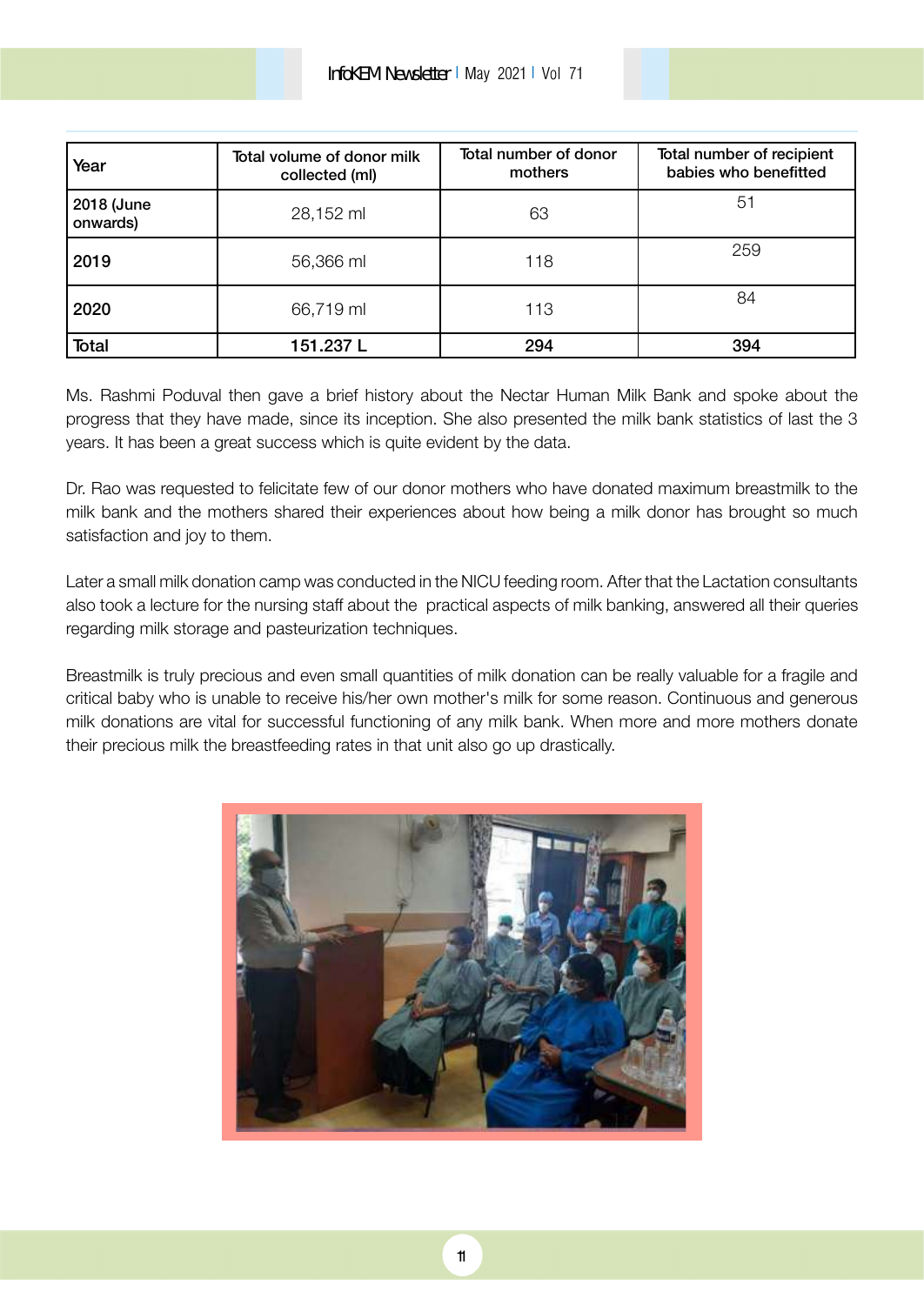| Year | Total volume of donor milk collected (ml) | Total number of donor mothers | Total number of recipient babies who benefitted |
|---|---|---|---|
| 2018 (June onwards) | 28,152 ml | 63 | 51 |
| 2019 | 56,366 ml | 118 | 259 |
| 2020 | 66,719 ml | 113 | 84 |
| **Total** | **151.237 L** | **294** | **394** |

Ms. Rashmi Poduval then gave a brief history about the Nectar Human Milk Bank and spoke about the progress that they have made, since its inception. She also presented the milk bank statistics of last the 3 years. It has been a great success which is quite evident by the data.

Dr. Rao was requested to felicitate few of our donor mothers who have donated maximum breastmilk to the milk bank and the mothers shared their experiences about how being a milk donor has brought so much satisfaction and joy to them.

Later a small milk donation camp was conducted in the NICU feeding room. After that the Lactation consultants also took a lecture for the nursing staff about the practical aspects of milk banking, answered all their queries regarding milk storage and pasteurization techniques.

Breastmilk is truly precious and even small quantities of milk donation can be really valuable for a fragile and critical baby who is unable to receive his/her own mother's milk for some reason. Continuous and generous milk donations are vital for successful functioning of any milk bank. When more and more mothers donate their precious milk the breastfeeding rates in that unit also go up drastically.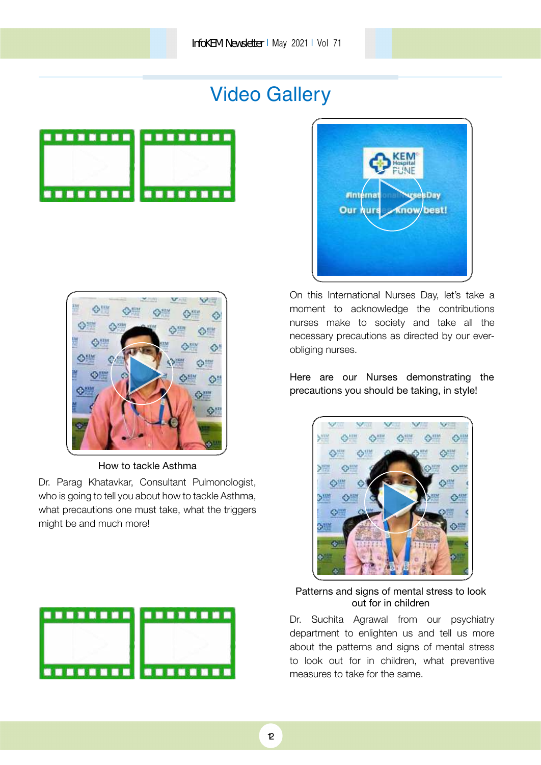# Video Gallery

How to tackle Asthma

Dr. Parag Khatavkar, Consultant Pulmonologist, who is going to tell you about how to tackle Asthma, what precautions one must take, what the triggers might be and much more!

On this International Nurses Day, let's take a moment to acknowledge the contributions nurses make to society and take all the necessary precautions as directed by our ever-obliging nurses.

Here are our Nurses demonstrating the precautions you should be taking, in style!

Patterns and signs of mental stress to look out for in children

Dr. Suchita Agrawal from our psychiatry department to enlighten us and tell us more about the patterns and signs of mental stress to look out for in children, what preventive measures to take for the same.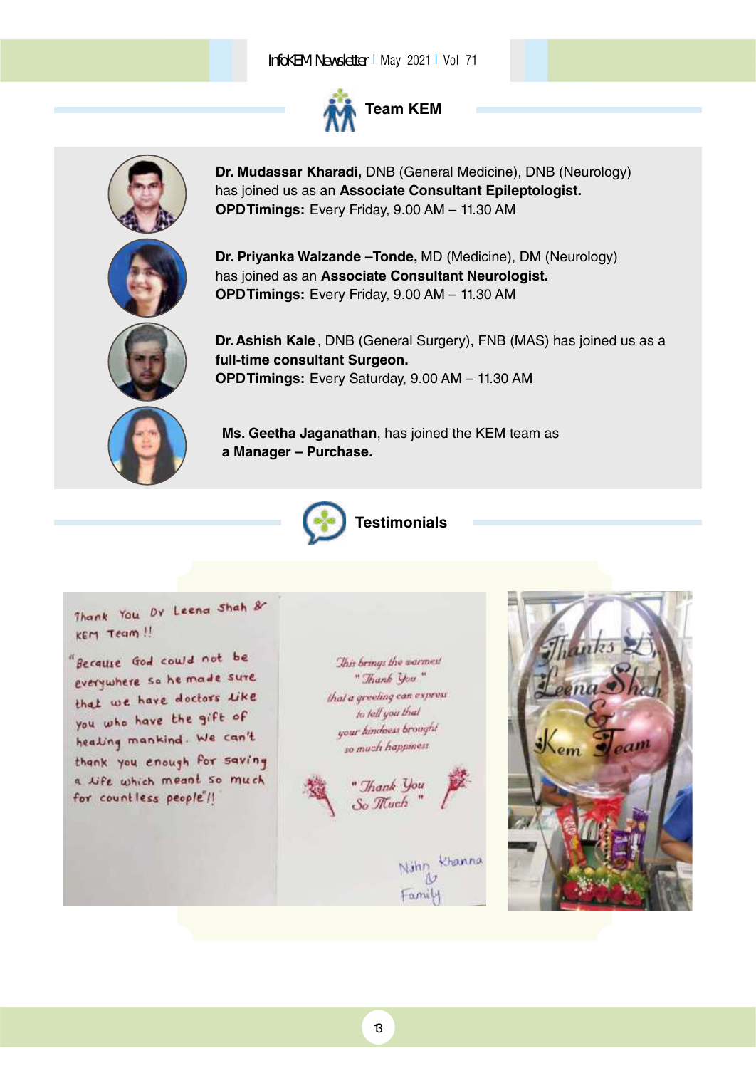## Team KEM

**Dr. Mudassar Kharadi,** DNB (General Medicine), DNB (Neurology) has joined us as an **Associate Consultant Epileptologist.**
**OPD Timings:** Every Friday, 9.00 AM – 11.30 AM

**Dr. Priyanka Walzande –Tonde,** MD (Medicine), DM (Neurology) has joined as an **Associate Consultant Neurologist.**
**OPD Timings:** Every Friday, 9.00 AM – 11.30 AM

**Dr. Ashish Kale**, DNB (General Surgery), FNB (MAS) has joined us as a **full-time consultant Surgeon.**
**OPD Timings:** Every Saturday, 9.00 AM – 11.30 AM

**Ms. Geetha Jaganathan**, has joined the KEM team as **a Manager – Purchase.**

## Testimonials

Thank You Dr Leena Shah & KEM Team !!

"Because God could not be everywhere so he made sure that we have doctors like you who have the gift of healing mankind. We can't thank you enough for saving a life which meant so much for countless people"!!

*This brings the warmest "Thank You" that a greeting can express to tell you that your kindness brought so much happiness*

*"Thank You So Much"*

Nitin Khanna & Family

Thanks Dr Leena Shah & Kem Team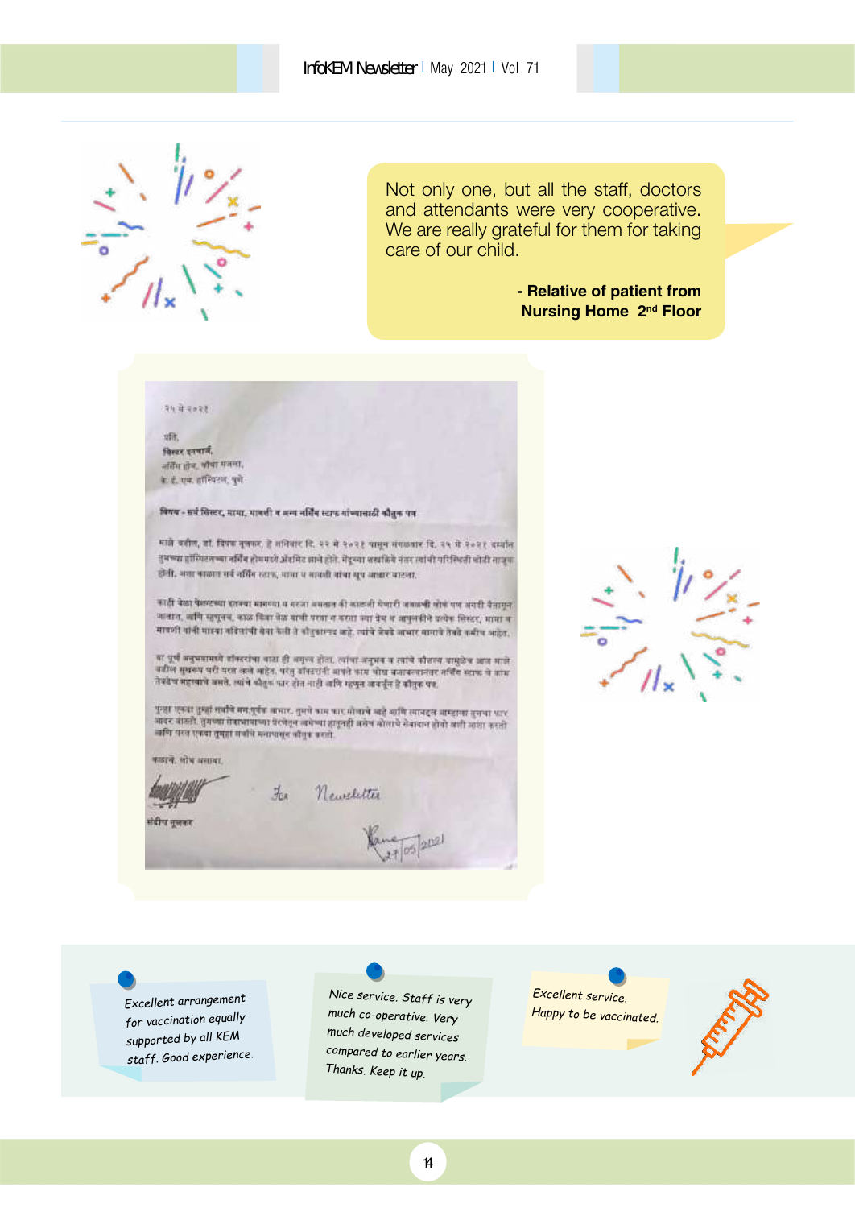Not only one, but all the staff, doctors and attendants were very cooperative. We are really grateful for them for taking care of our child.

**- Relative of patient from Nursing Home 2nd Floor**

२५ मे २०२१

प्रति,
सिस्टर इनचार्ज,
नर्सिंग होम, चौथा मजला,
के. ई. एम. हॉस्पिटल, पुणे

**विषय - सर्व सिस्टर, मामा, मावशी व अन्य नर्सिंग स्टाफ यांच्यासाठी कौतुक पत्र**

माझे वडील, डॉ. दिपक गुजर, हे शनिवार दि. २२ मे २०२१ पासून मंगळवार दि. २५ मे २०२१ दरम्यान तुमच्या हॉस्पिटलच्या नर्सिंग होममध्ये ॲडमिट झाले होते. ... अशा काळात सर्व नर्सिंग स्टाफ, मामा व मावशी यांचा खूप आधार वाटला.

कळावे, लोभ असावा.

संदीप गुजर

For Newsletter

27/05/2021

Excellent arrangement for vaccination equally supported by all KEM staff. Good experience.

Nice service. Staff is very much co-operative. Very much developed services compared to earlier years. Thanks. Keep it up.

Excellent service. Happy to be vaccinated.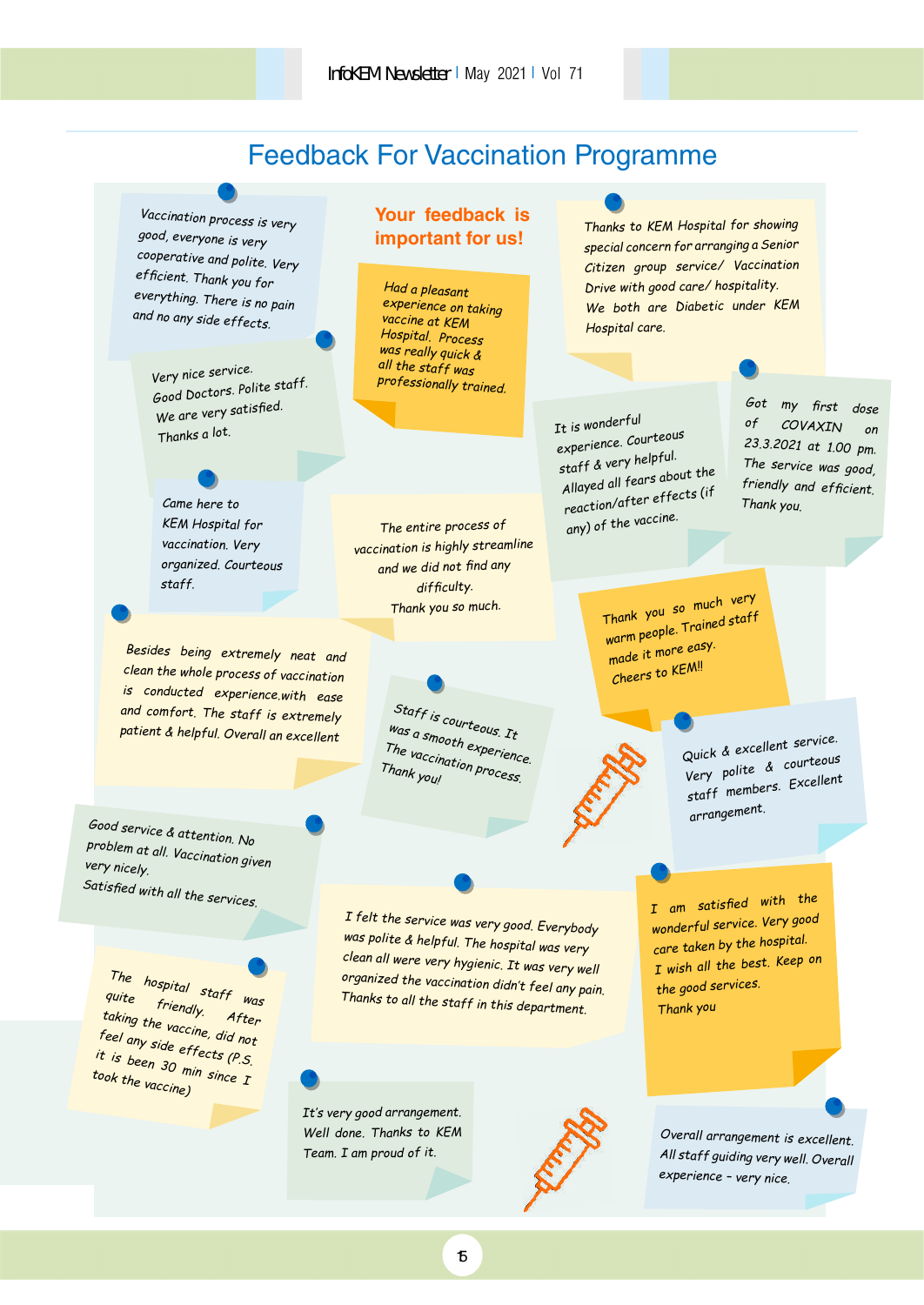# Feedback For Vaccination Programme

**Your feedback is important for us!**

Vaccination process is very good, everyone is very cooperative and polite. Very efficient. Thank you for everything. There is no pain and no any side effects.

Very nice service. Good Doctors. Polite staff. We are very satisfied. Thanks a lot.

Came here to KEM Hospital for vaccination. Very organized. Courteous staff.

Had a pleasant experience on taking vaccine at KEM Hospital. Process was really quick & all the staff was professionally trained.

The entire process of vaccination is highly streamline and we did not find any difficulty. Thank you so much.

Thanks to KEM Hospital for showing special concern for arranging a Senior Citizen group service/ Vaccination Drive with good care/ hospitality. We both are Diabetic under KEM Hospital care.

It is wonderful experience. Courteous staff & very helpful. Allayed all fears about the reaction/after effects (if any) of the vaccine.

Got my first dose of COVAXIN on 23.3.2021 at 1.00 pm. The service was good, friendly and efficient. Thank you.

Besides being extremely neat and clean the whole process of vaccination is conducted experience.with ease and comfort. The staff is extremely patient & helpful. Overall an excellent

Staff is courteous. It was a smooth experience. The vaccination process. Thank you!

Thank you so much very warm people. Trained staff made it more easy. Cheers to KEM!!

Quick & excellent service. Very polite & courteous staff members. Excellent arrangement.

Good service & attention. No problem at all. Vaccination given very nicely. Satisfied with all the services.

I felt the service was very good. Everybody was polite & helpful. The hospital was very clean all were very hygienic. It was very well organized the vaccination didn't feel any pain. Thanks to all the staff in this department.

I am satisfied with the wonderful service. Very good care taken by the hospital. I wish all the best. Keep on the good services. Thank you

The hospital staff was quite friendly. After taking the vaccine, did not feel any side effects (P.S. it is been 30 min since I took the vaccine)

It's very good arrangement. Well done. Thanks to KEM Team. I am proud of it.

Overall arrangement is excellent. All staff guiding very well. Overall experience - very nice.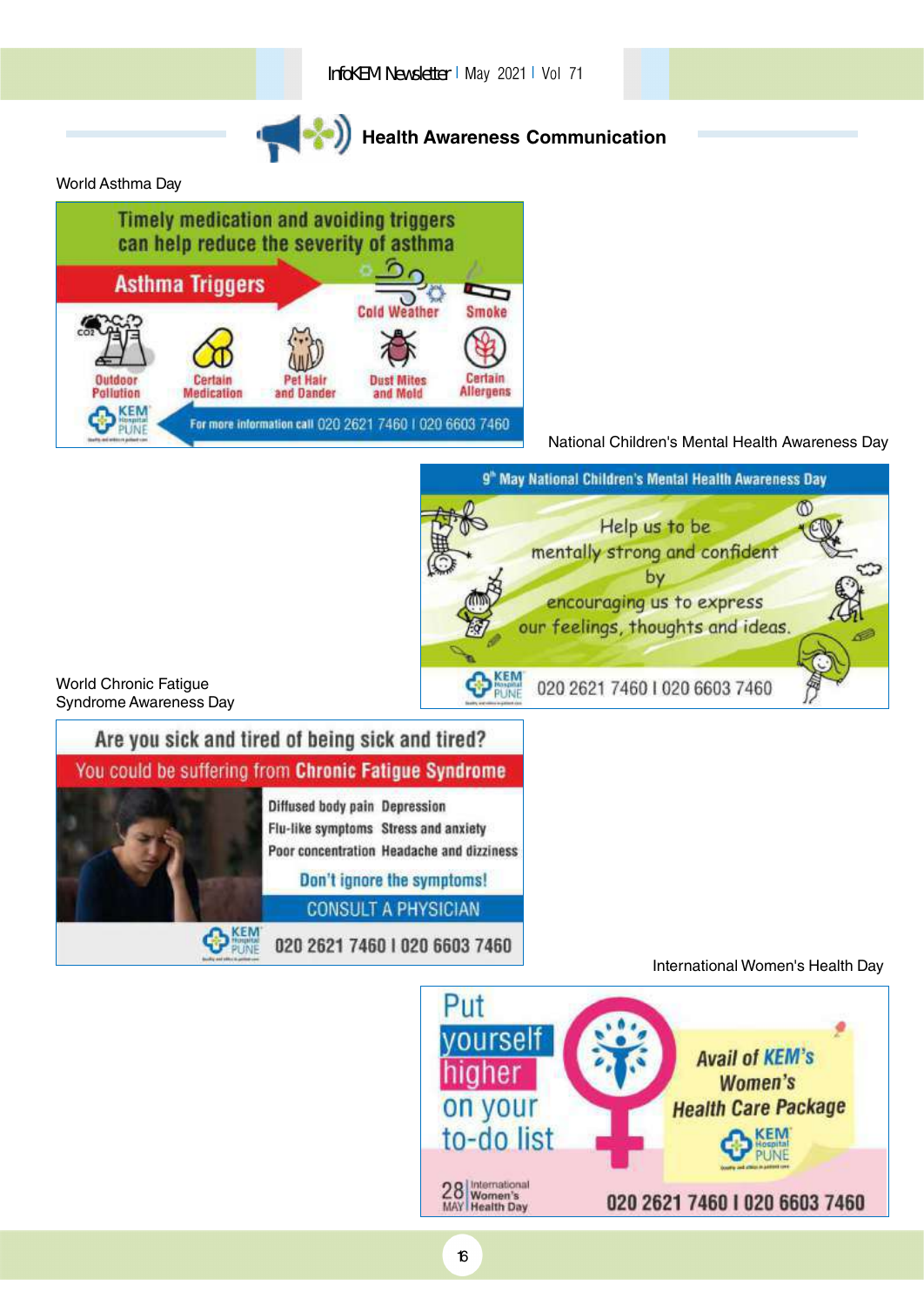## Health Awareness Communication

World Asthma Day

**Timely medication and avoiding triggers can help reduce the severity of asthma**

**Asthma Triggers**

Cold Weather

Smoke

Outdoor Pollution

Certain Medication

Pet Hair and Dander

Dust Mites and Mold

Certain Allergens

KEM PUNE

For more information call 020 2621 7460 I 020 6603 7460

National Children's Mental Health Awareness Day

**9th May National Children's Mental Health Awareness Day**

Help us to be mentally strong and confident by encouraging us to express our feelings, thoughts and ideas.

KEM Hospital PUNE

020 2621 7460 I 020 6603 7460

World Chronic Fatigue Syndrome Awareness Day

**Are you sick and tired of being sick and tired?**

You could be suffering from **Chronic Fatigue Syndrome**

- Diffused body pain
- Depression
- Flu-like symptoms
- Stress and anxiety
- Poor concentration
- Headache and dizziness

Don't ignore the symptoms!

CONSULT A PHYSICIAN

KEM Hospital PUNE

020 2621 7460 I 020 6603 7460

International Women's Health Day

Put yourself higher on your to-do list

Avail of KEM's Women's Health Care Package

KEM Hospital PUNE

28 MAY International Women's Health Day

020 2621 7460 I 020 6603 7460